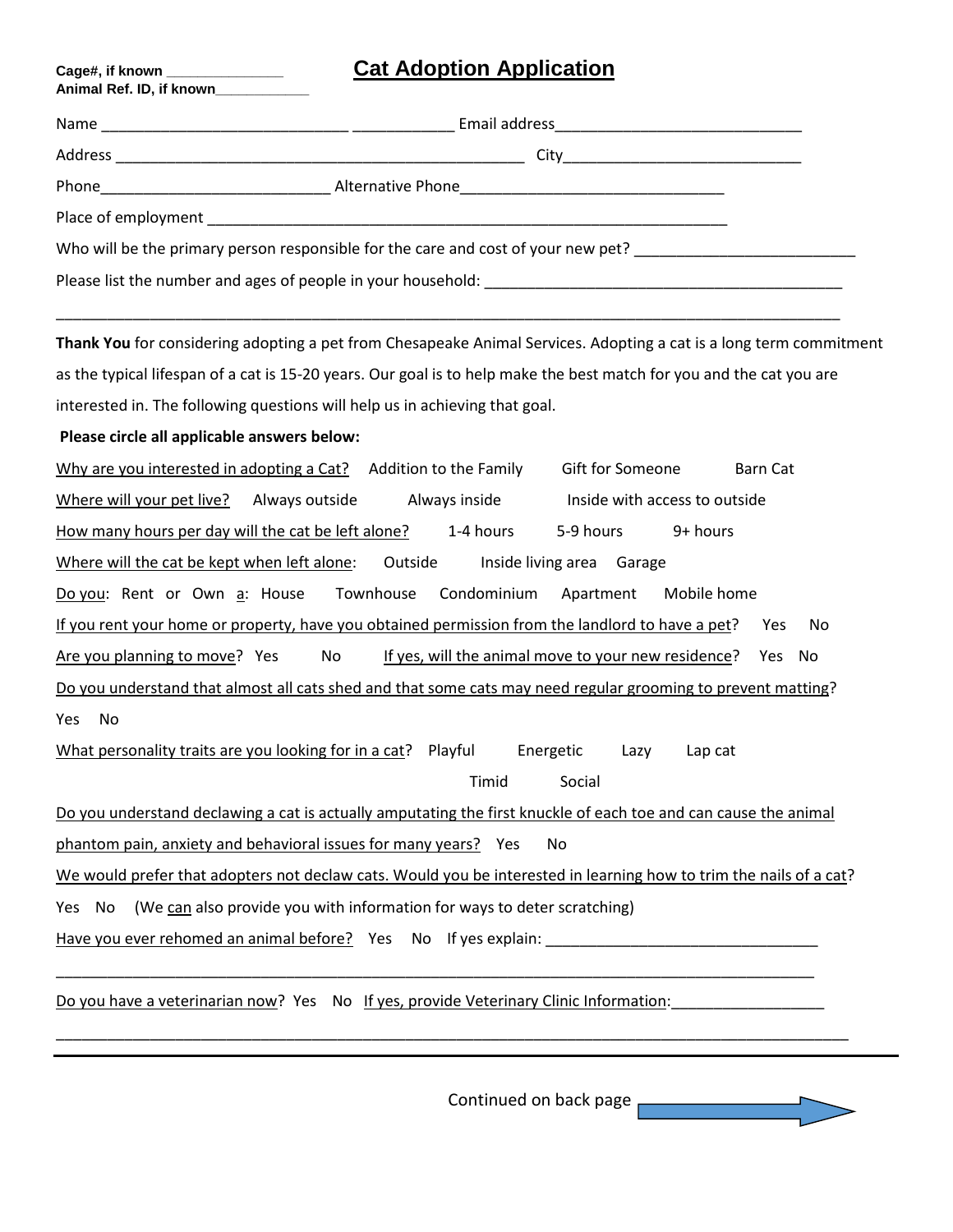**Cage#, if known ______________**
**Animal Ref. ID, if known____________**

# Cat Adoption Application

Name _____________________________ ____________ Email address_____________________________

Address _________________________________________________ City___________________________

Phone___________________________ Alternative Phone______________________________

Place of employment ______________________________________________________________

Who will be the primary person responsible for the care and cost of your new pet? __________________________

Please list the number and ages of people in your household: __________________________________________

_____________________________________________________________________________________________

**Thank You** for considering adopting a pet from Chesapeake Animal Services. Adopting a cat is a long term commitment as the typical lifespan of a cat is 15-20 years. Our goal is to help make the best match for you and the cat you are interested in. The following questions will help us in achieving that goal.

**Please circle all applicable answers below:**

Why are you interested in adopting a Cat? Addition to the Family Gift for Someone Barn Cat

Where will your pet live? Always outside Always inside Inside with access to outside

How many hours per day will the cat be left alone? 1-4 hours 5-9 hours 9+ hours

Where will the cat be kept when left alone: Outside Inside living area Garage

Do you: Rent or Own a: House Townhouse Condominium Apartment Mobile home

If you rent your home or property, have you obtained permission from the landlord to have a pet? Yes No

Are you planning to move? Yes No If yes, will the animal move to your new residence? Yes No

Do you understand that almost all cats shed and that some cats may need regular grooming to prevent matting?
Yes No

What personality traits are you looking for in a cat? Playful Energetic Lazy Lap cat Timid Social

Do you understand declawing a cat is actually amputating the first knuckle of each toe and can cause the animal phantom pain, anxiety and behavioral issues for many years? Yes No

We would prefer that adopters not declaw cats. Would you be interested in learning how to trim the nails of a cat?
Yes No (We can also provide you with information for ways to deter scratching)

Have you ever rehomed an animal before? Yes No If yes explain: ________________________________

_____________________________________________________________________________________________

Do you have a veterinarian now? Yes No If yes, provide Veterinary Clinic Information:__________________

_____________________________________________________________________________________________

Continued on back page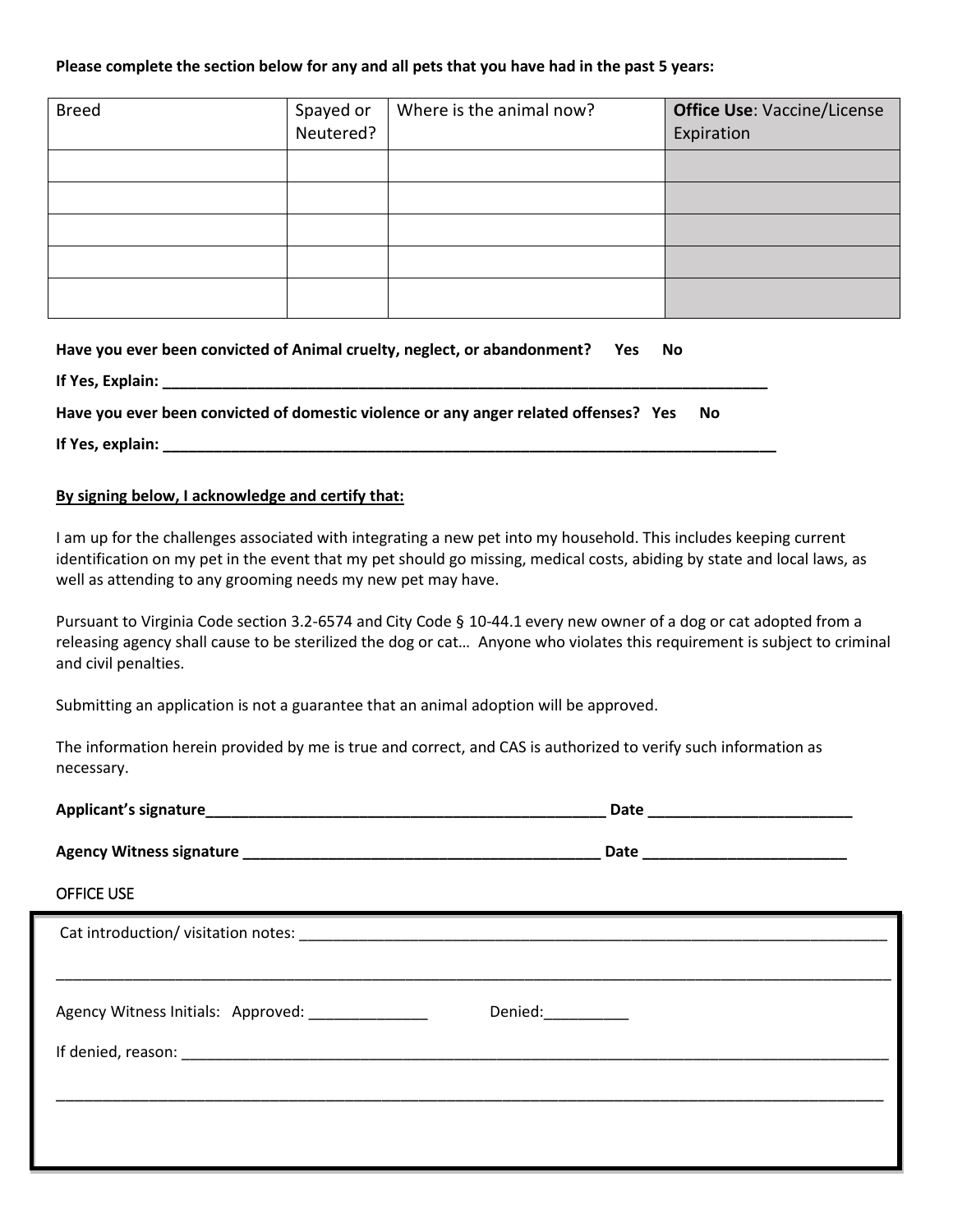**Please complete the section below for any and all pets that you have had in the past 5 years:**

| Breed | Spayed or Neutered? | Where is the animal now? | **Office Use**: Vaccine/License Expiration |
|---|---|---|---|
| | | | |
| | | | |
| | | | |
| | | | |
| | | | |

**Have you ever been convicted of Animal cruelty, neglect, or abandonment? Yes No**

**If Yes, Explain: ___________________________________________________________________________**

**Have you ever been convicted of domestic violence or any anger related offenses? Yes No**

**If Yes, explain: ____________________________________________________________________________**

**By signing below, I acknowledge and certify that:**

I am up for the challenges associated with integrating a new pet into my household. This includes keeping current identification on my pet in the event that my pet should go missing, medical costs, abiding by state and local laws, as well as attending to any grooming needs my new pet may have.

Pursuant to Virginia Code section 3.2-6574 and City Code § 10-44.1 every new owner of a dog or cat adopted from a releasing agency shall cause to be sterilized the dog or cat… Anyone who violates this requirement is subject to criminal and civil penalties.

Submitting an application is not a guarantee that an animal adoption will be approved.

The information herein provided by me is true and correct, and CAS is authorized to verify such information as necessary.

**Applicant's signature__________________________________________________ Date ________________________**

**Agency Witness signature ___________________________________________ Date ________________________**

OFFICE USE

Cat introduction/ visitation notes: _______________________________________________________________________

_____________________________________________________________________________________________________

Agency Witness Initials: Approved: ______________ Denied:__________

If denied, reason: _____________________________________________________________________________________

_____________________________________________________________________________________________________